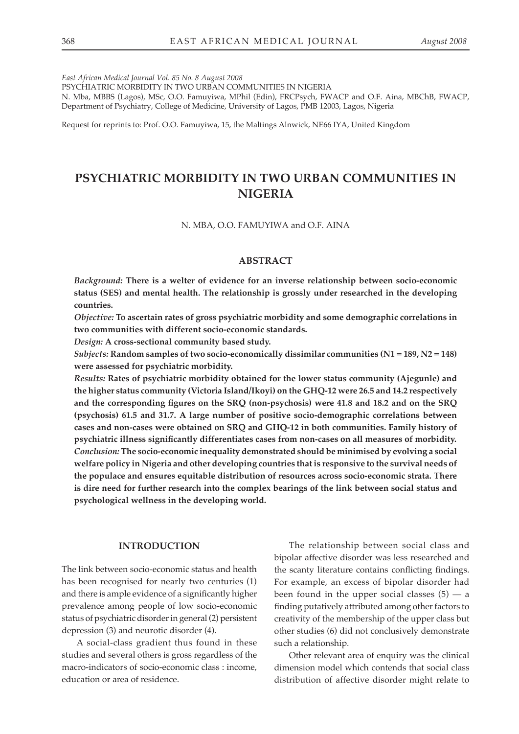*East African Medical Journal Vol. 85 No. 8 August 2008*
PSYCHIATRIC MORBIDITY IN TWO URBAN COMMUNITIES IN NIGERIA
N. Mba, MBBS (Lagos), MSc, O.O. Famuyiwa, MPhil (Edin), FRCPsych, FWACP and O.F. Aina, MBChB, FWACP, Department of Psychiatry, College of Medicine, University of Lagos, PMB 12003, Lagos, Nigeria

Request for reprints to: Prof. O.O. Famuyiwa, 15, the Maltings Alnwick, NE66 IYA, United Kingdom

# PSYCHIATRIC MORBIDITY IN TWO URBAN COMMUNITIES IN NIGERIA

N. MBA, O.O. FAMUYIWA and O.F. AINA

## ABSTRACT

*Background:* **There is a welter of evidence for an inverse relationship between socio-economic status (SES) and mental health. The relationship is grossly under researched in the developing countries.**

*Objective:* **To ascertain rates of gross psychiatric morbidity and some demographic correlations in two communities with different socio-economic standards.**

*Design:* **A cross-sectional community based study.**

*Subjects:* **Random samples of two socio-economically dissimilar communities (N1 = 189, N2 = 148) were assessed for psychiatric morbidity.**

*Results:* **Rates of psychiatric morbidity obtained for the lower status community (Ajegunle) and the higher status community (Victoria Island/Ikoyi) on the GHQ-12 were 26.5 and 14.2 respectively and the corresponding figures on the SRQ (non-psychosis) were 41.8 and 18.2 and on the SRQ (psychosis) 61.5 and 31.7. A large number of positive socio-demographic correlations between cases and non-cases were obtained on SRQ and GHQ-12 in both communities. Family history of psychiatric illness significantly differentiates cases from non-cases on all measures of morbidity.**

*Conclusion:* **The socio-economic inequality demonstrated should be minimised by evolving a social welfare policy in Nigeria and other developing countries that is responsive to the survival needs of the populace and ensures equitable distribution of resources across socio-economic strata. There is dire need for further research into the complex bearings of the link between social status and psychological wellness in the developing world.**

## INTRODUCTION

The link between socio-economic status and health has been recognised for nearly two centuries (1) and there is ample evidence of a significantly higher prevalence among people of low socio-economic status of psychiatric disorder in general (2) persistent depression (3) and neurotic disorder (4).

A social-class gradient thus found in these studies and several others is gross regardless of the macro-indicators of socio-economic class : income, education or area of residence.

The relationship between social class and bipolar affective disorder was less researched and the scanty literature contains conflicting findings. For example, an excess of bipolar disorder had been found in the upper social classes (5) — a finding putatively attributed among other factors to creativity of the membership of the upper class but other studies (6) did not conclusively demonstrate such a relationship.

Other relevant area of enquiry was the clinical dimension model which contends that social class distribution of affective disorder might relate to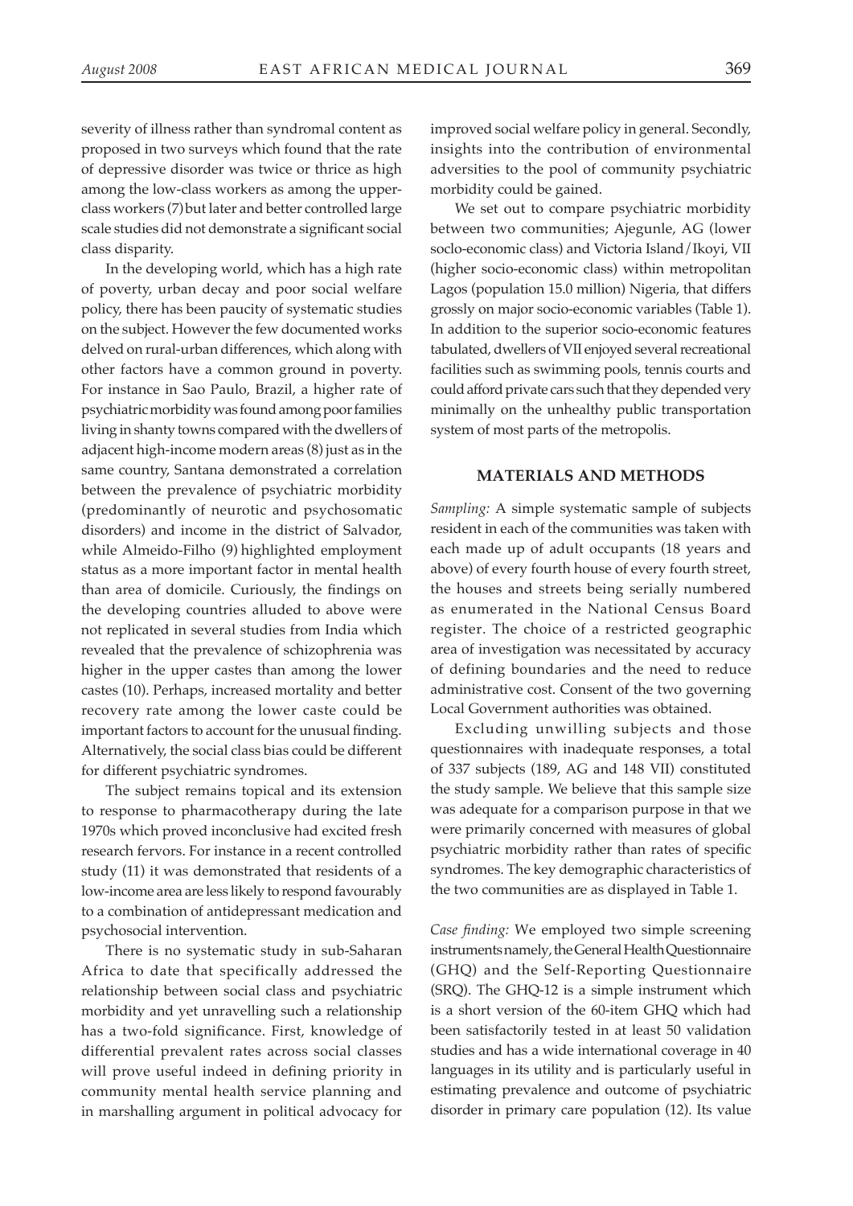severity of illness rather than syndromal content as proposed in two surveys which found that the rate of depressive disorder was twice or thrice as high among the low-class workers as among the upper-class workers (7) but later and better controlled large scale studies did not demonstrate a significant social class disparity.

In the developing world, which has a high rate of poverty, urban decay and poor social welfare policy, there has been paucity of systematic studies on the subject. However the few documented works delved on rural-urban differences, which along with other factors have a common ground in poverty. For instance in Sao Paulo, Brazil, a higher rate of psychiatric morbidity was found among poor families living in shanty towns compared with the dwellers of adjacent high-income modern areas (8) just as in the same country, Santana demonstrated a correlation between the prevalence of psychiatric morbidity (predominantly of neurotic and psychosomatic disorders) and income in the district of Salvador, while Almeido-Filho (9) highlighted employment status as a more important factor in mental health than area of domicile. Curiously, the findings on the developing countries alluded to above were not replicated in several studies from India which revealed that the prevalence of schizophrenia was higher in the upper castes than among the lower castes (10). Perhaps, increased mortality and better recovery rate among the lower caste could be important factors to account for the unusual finding. Alternatively, the social class bias could be different for different psychiatric syndromes.

The subject remains topical and its extension to response to pharmacotherapy during the late 1970s which proved inconclusive had excited fresh research fervors. For instance in a recent controlled study (11) it was demonstrated that residents of a low-income area are less likely to respond favourably to a combination of antidepressant medication and psychosocial intervention.

There is no systematic study in sub-Saharan Africa to date that specifically addressed the relationship between social class and psychiatric morbidity and yet unravelling such a relationship has a two-fold significance. First, knowledge of differential prevalent rates across social classes will prove useful indeed in defining priority in community mental health service planning and in marshalling argument in political advocacy for improved social welfare policy in general. Secondly, insights into the contribution of environmental adversities to the pool of community psychiatric morbidity could be gained.

We set out to compare psychiatric morbidity between two communities; Ajegunle, AG (lower soclo-economic class) and Victoria Island/Ikoyi, VII (higher socio-economic class) within metropolitan Lagos (population 15.0 million) Nigeria, that differs grossly on major socio-economic variables (Table 1). In addition to the superior socio-economic features tabulated, dwellers of VII enjoyed several recreational facilities such as swimming pools, tennis courts and could afford private cars such that they depended very minimally on the unhealthy public transportation system of most parts of the metropolis.

## MATERIALS AND METHODS

*Sampling:* A simple systematic sample of subjects resident in each of the communities was taken with each made up of adult occupants (18 years and above) of every fourth house of every fourth street, the houses and streets being serially numbered as enumerated in the National Census Board register. The choice of a restricted geographic area of investigation was necessitated by accuracy of defining boundaries and the need to reduce administrative cost. Consent of the two governing Local Government authorities was obtained.

Excluding unwilling subjects and those questionnaires with inadequate responses, a total of 337 subjects (189, AG and 148 VII) constituted the study sample. We believe that this sample size was adequate for a comparison purpose in that we were primarily concerned with measures of global psychiatric morbidity rather than rates of specific syndromes. The key demographic characteristics of the two communities are as displayed in Table 1.

*Case finding:* We employed two simple screening instruments namely, the General Health Questionnaire (GHQ) and the Self-Reporting Questionnaire (SRQ). The GHQ-12 is a simple instrument which is a short version of the 60-item GHQ which had been satisfactorily tested in at least 50 validation studies and has a wide international coverage in 40 languages in its utility and is particularly useful in estimating prevalence and outcome of psychiatric disorder in primary care population (12). Its value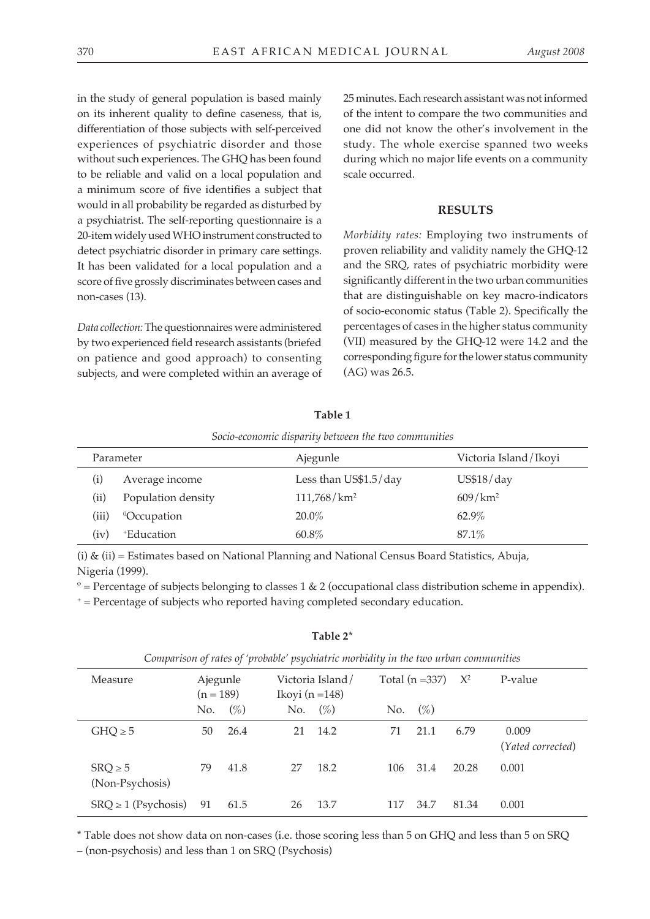in the study of general population is based mainly on its inherent quality to define caseness, that is, differentiation of those subjects with self-perceived experiences of psychiatric disorder and those without such experiences. The GHQ has been found to be reliable and valid on a local population and a minimum score of five identifies a subject that would in all probability be regarded as disturbed by a psychiatrist. The self-reporting questionnaire is a 20-item widely used WHO instrument constructed to detect psychiatric disorder in primary care settings. It has been validated for a local population and a score of five grossly discriminates between cases and non-cases (13).

*Data collection:* The questionnaires were administered by two experienced field research assistants (briefed on patience and good approach) to consenting subjects, and were completed within an average of 25 minutes. Each research assistant was not informed of the intent to compare the two communities and one did not know the other's involvement in the study. The whole exercise spanned two weeks during which no major life events on a community scale occurred.

## RESULTS

*Morbidity rates:* Employing two instruments of proven reliability and validity namely the GHQ-12 and the SRQ, rates of psychiatric morbidity were significantly different in the two urban communities that are distinguishable on key macro-indicators of socio-economic status (Table 2). Specifically the percentages of cases in the higher status community (VII) measured by the GHQ-12 were 14.2 and the corresponding figure for the lower status community (AG) was 26.5.

**Table 1**

*Socio-economic disparity between the two communities*

| | Parameter | Ajegunle | Victoria Island/Ikoyi |
|---|---|---|---|
| (i) | Average income | Less than US$1.5/day | US$18/day |
| (ii) | Population density | 111,768/km$^2$ | 609/km$^2$ |
| (iii) | °Occupation | 20.0% | 62.9% |
| (iv) | +Education | 60.8% | 87.1% |

(i) & (ii) = Estimates based on National Planning and National Census Board Statistics, Abuja, Nigeria (1999).

° = Percentage of subjects belonging to classes 1 & 2 (occupational class distribution scheme in appendix).

+ = Percentage of subjects who reported having completed secondary education.

**Table 2***

*Comparison of rates of 'probable' psychiatric morbidity in the two urban communities*

| Measure | Ajegunle (n = 189) | | Victoria Island/ Ikoyi (n =148) | | Total (n =337) | | $X^2$ | P-value |
|---|---|---|---|---|---|---|---|---|
| | No. | (%) | No. | (%) | No. | (%) | | |
| GHQ ≥ 5 | 50 | 26.4 | 21 | 14.2 | 71 | 21.1 | 6.79 | 0.009 (*Yated corrected*) |
| SRQ ≥ 5 (Non-Psychosis) | 79 | 41.8 | 27 | 18.2 | 106 | 31.4 | 20.28 | 0.001 |
| SRQ ≥ 1 (Psychosis) | 91 | 61.5 | 26 | 13.7 | 117 | 34.7 | 81.34 | 0.001 |

* Table does not show data on non-cases (i.e. those scoring less than 5 on GHQ and less than 5 on SRQ – (non-psychosis) and less than 1 on SRQ (Psychosis)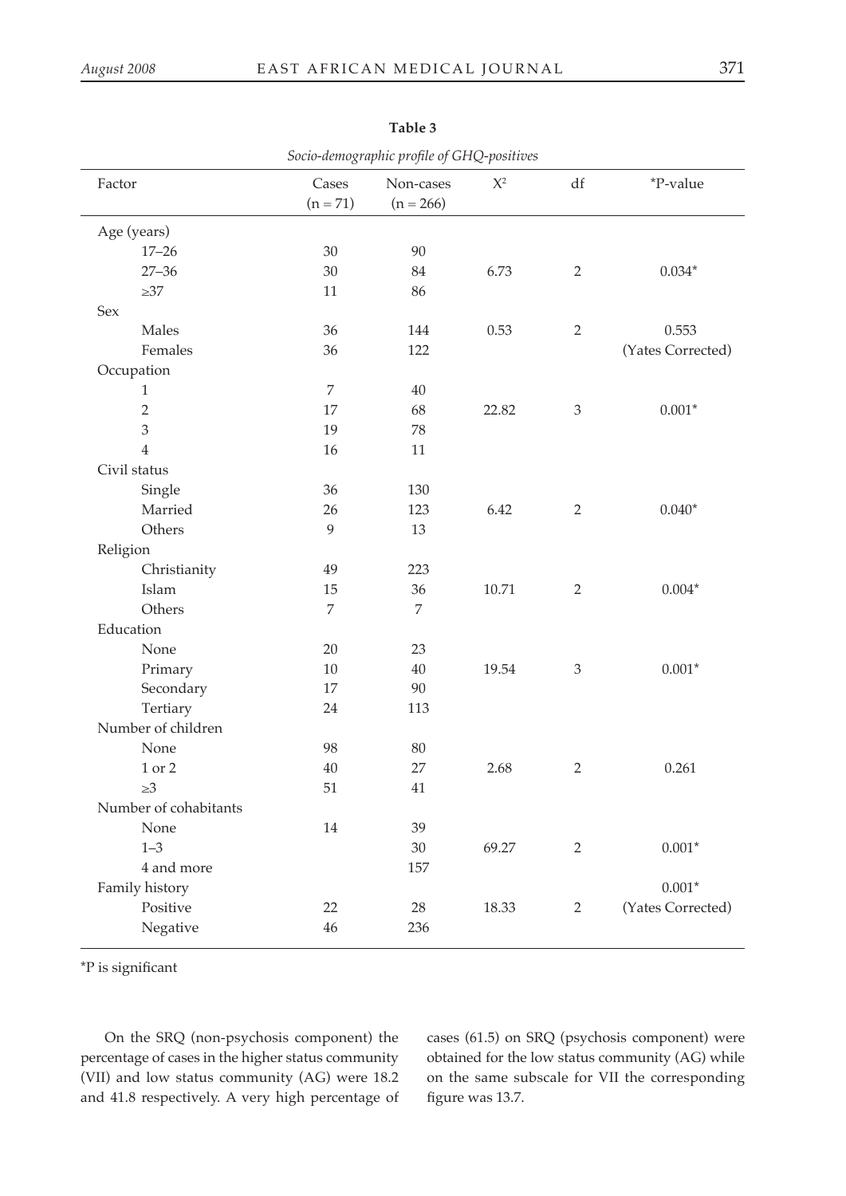**Table 3**

*Socio-demographic profile of GHQ-positives*

| Factor | Cases (n = 71) | Non-cases (n = 266) | $X^2$ | df | *P-value |
|---|---|---|---|---|---|
| Age (years) | | | | | |
| 17–26 | 30 | 90 | | | |
| 27–36 | 30 | 84 | 6.73 | 2 | 0.034* |
| ≥37 | 11 | 86 | | | |
| Sex | | | | | |
| Males | 36 | 144 | 0.53 | 2 | 0.553 |
| Females | 36 | 122 | | | (Yates Corrected) |
| Occupation | | | | | |
| 1 | 7 | 40 | | | |
| 2 | 17 | 68 | 22.82 | 3 | 0.001* |
| 3 | 19 | 78 | | | |
| 4 | 16 | 11 | | | |
| Civil status | | | | | |
| Single | 36 | 130 | | | |
| Married | 26 | 123 | 6.42 | 2 | 0.040* |
| Others | 9 | 13 | | | |
| Religion | | | | | |
| Christianity | 49 | 223 | | | |
| Islam | 15 | 36 | 10.71 | 2 | 0.004* |
| Others | 7 | 7 | | | |
| Education | | | | | |
| None | 20 | 23 | | | |
| Primary | 10 | 40 | 19.54 | 3 | 0.001* |
| Secondary | 17 | 90 | | | |
| Tertiary | 24 | 113 | | | |
| Number of children | | | | | |
| None | 98 | 80 | | | |
| 1 or 2 | 40 | 27 | 2.68 | 2 | 0.261 |
| ≥3 | 51 | 41 | | | |
| Number of cohabitants | | | | | |
| None | 14 | 39 | | | |
| 1–3 | | 30 | 69.27 | 2 | 0.001* |
| 4 and more | | 157 | | | |
| Family history | | | | | 0.001* |
| Positive | 22 | 28 | 18.33 | 2 | (Yates Corrected) |
| Negative | 46 | 236 | | | |

*P is significant

On the SRQ (non-psychosis component) the percentage of cases in the higher status community (VII) and low status community (AG) were 18.2 and 41.8 respectively. A very high percentage of cases (61.5) on SRQ (psychosis component) were obtained for the low status community (AG) while on the same subscale for VII the corresponding figure was 13.7.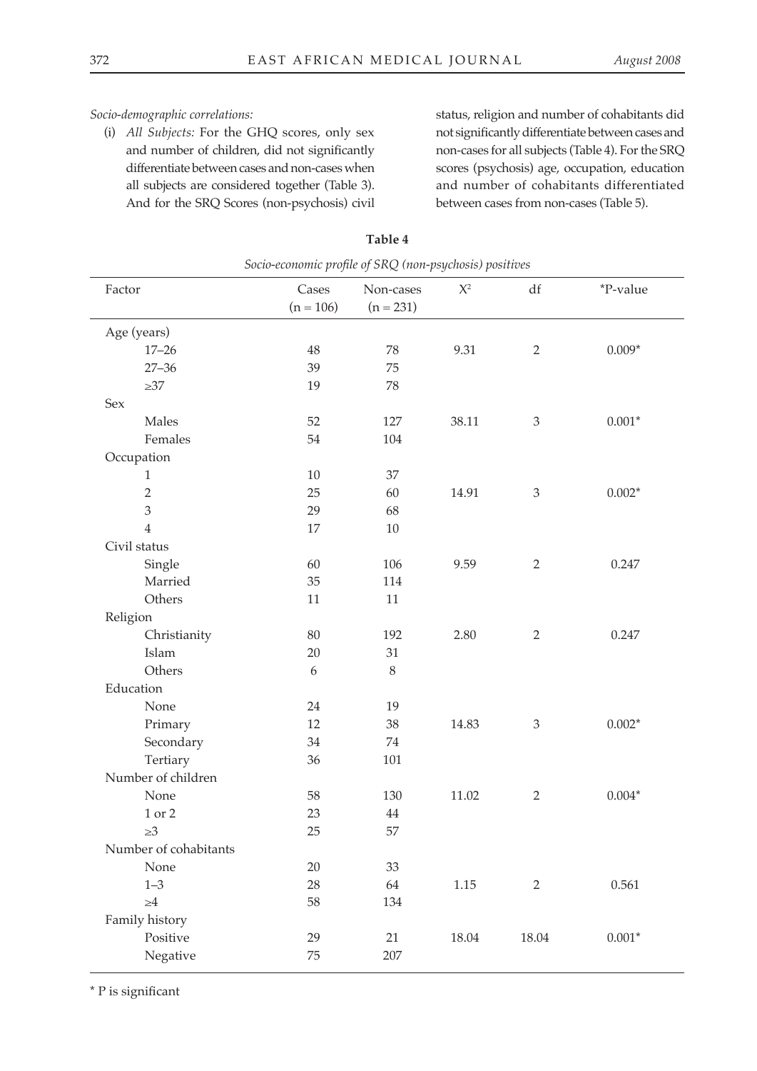*Socio-demographic correlations:*

(i) *All Subjects:* For the GHQ scores, only sex and number of children, did not significantly differentiate between cases and non-cases when all subjects are considered together (Table 3). And for the SRQ Scores (non-psychosis) civil status, religion and number of cohabitants did not significantly differentiate between cases and non-cases for all subjects (Table 4). For the SRQ scores (psychosis) age, occupation, education and number of cohabitants differentiated between cases from non-cases (Table 5).

**Table 4**

*Socio-economic profile of SRQ (non-psychosis) positives*

| Factor | Cases (n = 106) | Non-cases (n = 231) | $X^2$ | df | *P-value |
|---|---|---|---|---|---|
| Age (years) | | | | | |
| 17–26 | 48 | 78 | 9.31 | 2 | 0.009* |
| 27–36 | 39 | 75 | | | |
| ≥37 | 19 | 78 | | | |
| Sex | | | | | |
| Males | 52 | 127 | 38.11 | 3 | 0.001* |
| Females | 54 | 104 | | | |
| Occupation | | | | | |
| 1 | 10 | 37 | | | |
| 2 | 25 | 60 | 14.91 | 3 | 0.002* |
| 3 | 29 | 68 | | | |
| 4 | 17 | 10 | | | |
| Civil status | | | | | |
| Single | 60 | 106 | 9.59 | 2 | 0.247 |
| Married | 35 | 114 | | | |
| Others | 11 | 11 | | | |
| Religion | | | | | |
| Christianity | 80 | 192 | 2.80 | 2 | 0.247 |
| Islam | 20 | 31 | | | |
| Others | 6 | 8 | | | |
| Education | | | | | |
| None | 24 | 19 | | | |
| Primary | 12 | 38 | 14.83 | 3 | 0.002* |
| Secondary | 34 | 74 | | | |
| Tertiary | 36 | 101 | | | |
| Number of children | | | | | |
| None | 58 | 130 | 11.02 | 2 | 0.004* |
| 1 or 2 | 23 | 44 | | | |
| ≥3 | 25 | 57 | | | |
| Number of cohabitants | | | | | |
| None | 20 | 33 | | | |
| 1–3 | 28 | 64 | 1.15 | 2 | 0.561 |
| ≥4 | 58 | 134 | | | |
| Family history | | | | | |
| Positive | 29 | 21 | 18.04 | 18.04 | 0.001* |
| Negative | 75 | 207 | | | |

* P is significant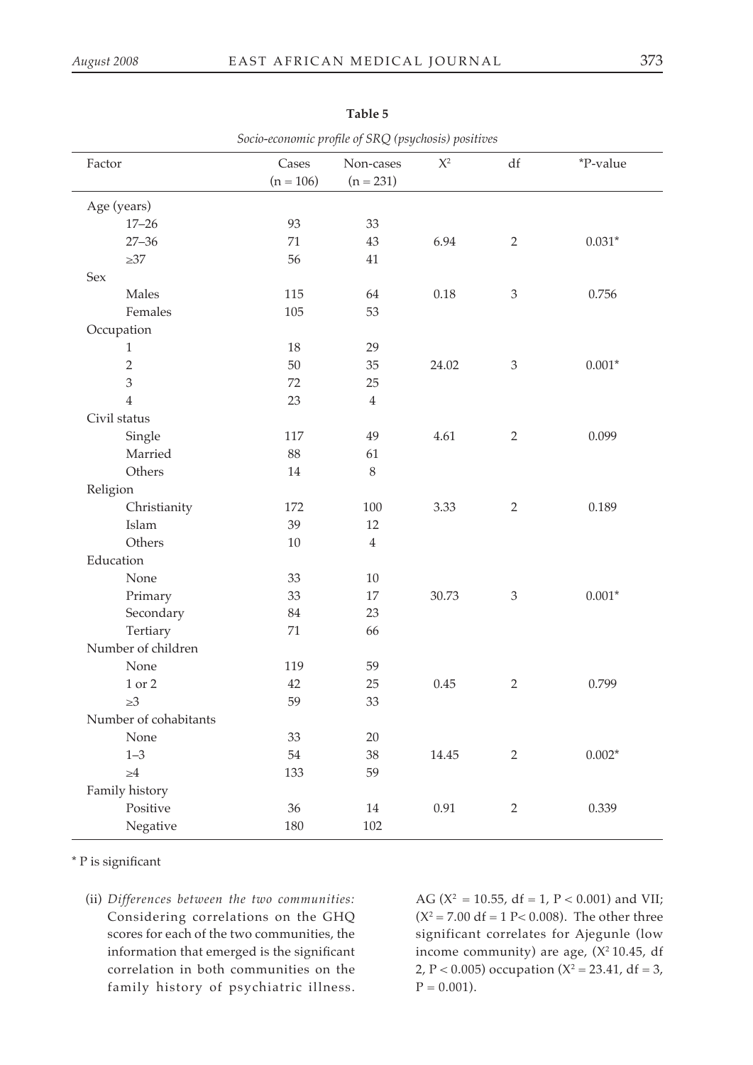**Table 5**

*Socio-economic profile of SRQ (psychosis) positives*

| Factor | Cases (n = 106) | Non-cases (n = 231) | $X^2$ | df | *P-value |
|---|---|---|---|---|---|
| Age (years) | | | | | |
| 17–26 | 93 | 33 | | | |
| 27–36 | 71 | 43 | 6.94 | 2 | 0.031* |
| ≥37 | 56 | 41 | | | |
| Sex | | | | | |
| Males | 115 | 64 | 0.18 | 3 | 0.756 |
| Females | 105 | 53 | | | |
| Occupation | | | | | |
| 1 | 18 | 29 | | | |
| 2 | 50 | 35 | 24.02 | 3 | 0.001* |
| 3 | 72 | 25 | | | |
| 4 | 23 | 4 | | | |
| Civil status | | | | | |
| Single | 117 | 49 | 4.61 | 2 | 0.099 |
| Married | 88 | 61 | | | |
| Others | 14 | 8 | | | |
| Religion | | | | | |
| Christianity | 172 | 100 | 3.33 | 2 | 0.189 |
| Islam | 39 | 12 | | | |
| Others | 10 | 4 | | | |
| Education | | | | | |
| None | 33 | 10 | | | |
| Primary | 33 | 17 | 30.73 | 3 | 0.001* |
| Secondary | 84 | 23 | | | |
| Tertiary | 71 | 66 | | | |
| Number of children | | | | | |
| None | 119 | 59 | | | |
| 1 or 2 | 42 | 25 | 0.45 | 2 | 0.799 |
| ≥3 | 59 | 33 | | | |
| Number of cohabitants | | | | | |
| None | 33 | 20 | | | |
| 1–3 | 54 | 38 | 14.45 | 2 | 0.002* |
| ≥4 | 133 | 59 | | | |
| Family history | | | | | |
| Positive | 36 | 14 | 0.91 | 2 | 0.339 |
| Negative | 180 | 102 | | | |

\* P is significant

(ii) *Differences between the two communities:* Considering correlations on the GHQ scores for each of the two communities, the information that emerged is the significant correlation in both communities on the family history of psychiatric illness. AG ($X^2$ = 10.55, df = 1, P < 0.001) and VII; ($X^2$ = 7.00 df = 1 P< 0.008). The other three significant correlates for Ajegunle (low income community) are age, ($X^2$ 10.45, df 2, P < 0.005) occupation ($X^2$ = 23.41, df = 3, P = 0.001).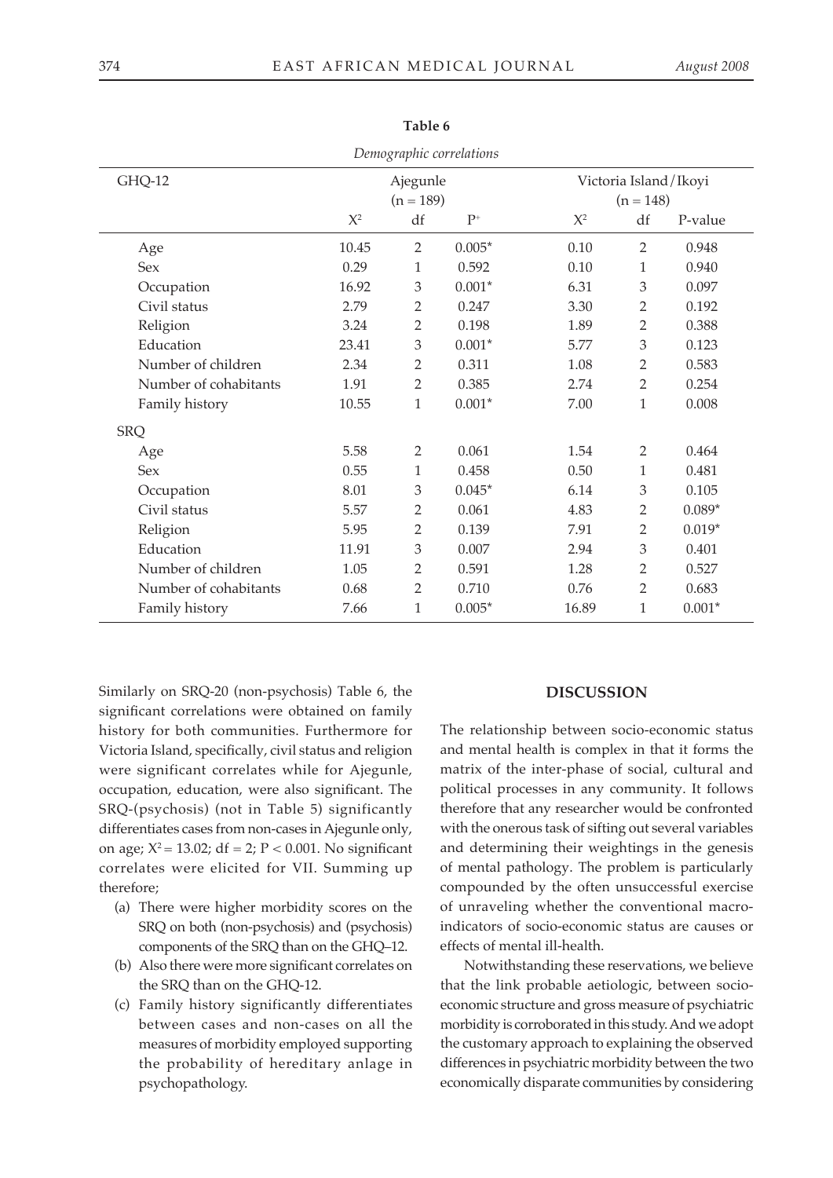**Table 6**

*Demographic correlations*

| GHQ-12 | Ajegunle (n = 189) | | | Victoria Island / Ikoyi (n = 148) | | |
|---|---|---|---|---|---|---|
| | $X^2$ | df | $P^+$ | $X^2$ | df | P-value |
| Age | 10.45 | 2 | 0.005* | 0.10 | 2 | 0.948 |
| Sex | 0.29 | 1 | 0.592 | 0.10 | 1 | 0.940 |
| Occupation | 16.92 | 3 | 0.001* | 6.31 | 3 | 0.097 |
| Civil status | 2.79 | 2 | 0.247 | 3.30 | 2 | 0.192 |
| Religion | 3.24 | 2 | 0.198 | 1.89 | 2 | 0.388 |
| Education | 23.41 | 3 | 0.001* | 5.77 | 3 | 0.123 |
| Number of children | 2.34 | 2 | 0.311 | 1.08 | 2 | 0.583 |
| Number of cohabitants | 1.91 | 2 | 0.385 | 2.74 | 2 | 0.254 |
| Family history | 10.55 | 1 | 0.001* | 7.00 | 1 | 0.008 |
| SRQ | | | | | | |
| Age | 5.58 | 2 | 0.061 | 1.54 | 2 | 0.464 |
| Sex | 0.55 | 1 | 0.458 | 0.50 | 1 | 0.481 |
| Occupation | 8.01 | 3 | 0.045* | 6.14 | 3 | 0.105 |
| Civil status | 5.57 | 2 | 0.061 | 4.83 | 2 | 0.089* |
| Religion | 5.95 | 2 | 0.139 | 7.91 | 2 | 0.019* |
| Education | 11.91 | 3 | 0.007 | 2.94 | 3 | 0.401 |
| Number of children | 1.05 | 2 | 0.591 | 1.28 | 2 | 0.527 |
| Number of cohabitants | 0.68 | 2 | 0.710 | 0.76 | 2 | 0.683 |
| Family history | 7.66 | 1 | 0.005* | 16.89 | 1 | 0.001* |

Similarly on SRQ-20 (non-psychosis) Table 6, the significant correlations were obtained on family history for both communities. Furthermore for Victoria Island, specifically, civil status and religion were significant correlates while for Ajegunle, occupation, education, were also significant. The SRQ-(psychosis) (not in Table 5) significantly differentiates cases from non-cases in Ajegunle only, on age; $X^2 = 13.02$; df = 2; $P < 0.001$. No significant correlates were elicited for VII. Summing up therefore;

(a) There were higher morbidity scores on the SRQ on both (non-psychosis) and (psychosis) components of the SRQ than on the GHQ–12.

(b) Also there were more significant correlates on the SRQ than on the GHQ-12.

(c) Family history significantly differentiates between cases and non-cases on all the measures of morbidity employed supporting the probability of hereditary anlage in psychopathology.

## DISCUSSION

The relationship between socio-economic status and mental health is complex in that it forms the matrix of the inter-phase of social, cultural and political processes in any community. It follows therefore that any researcher would be confronted with the onerous task of sifting out several variables and determining their weightings in the genesis of mental pathology. The problem is particularly compounded by the often unsuccessful exercise of unraveling whether the conventional macro-indicators of socio-economic status are causes or effects of mental ill-health.

Notwithstanding these reservations, we believe that the link probable aetiologic, between socio-economic structure and gross measure of psychiatric morbidity is corroborated in this study. And we adopt the customary approach to explaining the observed differences in psychiatric morbidity between the two economically disparate communities by considering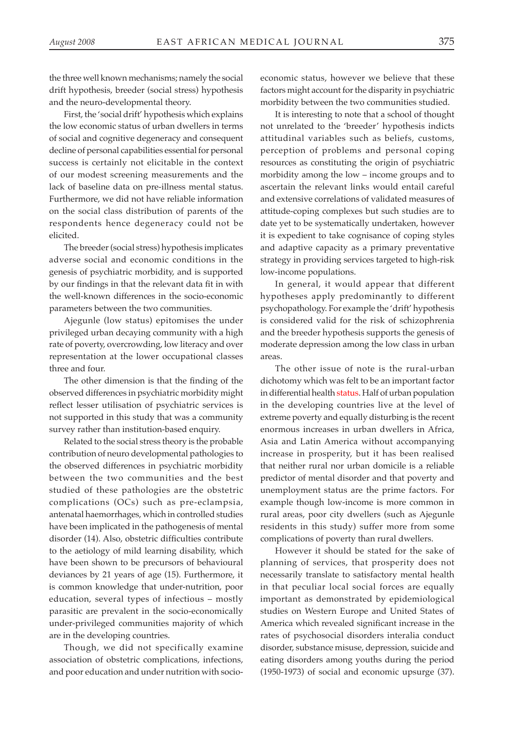the three well known mechanisms; namely the social drift hypothesis, breeder (social stress) hypothesis and the neuro-developmental theory.

First, the 'social drift' hypothesis which explains the low economic status of urban dwellers in terms of social and cognitive degeneracy and consequent decline of personal capabilities essential for personal success is certainly not elicitable in the context of our modest screening measurements and the lack of baseline data on pre-illness mental status. Furthermore, we did not have reliable information on the social class distribution of parents of the respondents hence degeneracy could not be elicited.

The breeder (social stress) hypothesis implicates adverse social and economic conditions in the genesis of psychiatric morbidity, and is supported by our findings in that the relevant data fit in with the well-known differences in the socio-economic parameters between the two communities.

Ajegunle (low status) epitomises the under privileged urban decaying community with a high rate of poverty, overcrowding, low literacy and over representation at the lower occupational classes three and four.

The other dimension is that the finding of the observed differences in psychiatric morbidity might reflect lesser utilisation of psychiatric services is not supported in this study that was a community survey rather than institution-based enquiry.

Related to the social stress theory is the probable contribution of neuro developmental pathologies to the observed differences in psychiatric morbidity between the two communities and the best studied of these pathologies are the obstetric complications (OCs) such as pre-eclampsia, antenatal haemorrhages, which in controlled studies have been implicated in the pathogenesis of mental disorder (14). Also, obstetric difficulties contribute to the aetiology of mild learning disability, which have been shown to be precursors of behavioural deviances by 21 years of age (15). Furthermore, it is common knowledge that under-nutrition, poor education, several types of infectious – mostly parasitic are prevalent in the socio-economically under-privileged communities majority of which are in the developing countries.

Though, we did not specifically examine association of obstetric complications, infections, and poor education and under nutrition with socio-economic status, however we believe that these factors might account for the disparity in psychiatric morbidity between the two communities studied.

It is interesting to note that a school of thought not unrelated to the 'breeder' hypothesis indicts attitudinal variables such as beliefs, customs, perception of problems and personal coping resources as constituting the origin of psychiatric morbidity among the low – income groups and to ascertain the relevant links would entail careful and extensive correlations of validated measures of attitude-coping complexes but such studies are to date yet to be systematically undertaken, however it is expedient to take cognisance of coping styles and adaptive capacity as a primary preventative strategy in providing services targeted to high-risk low-income populations.

In general, it would appear that different hypotheses apply predominantly to different psychopathology. For example the 'drift' hypothesis is considered valid for the risk of schizophrenia and the breeder hypothesis supports the genesis of moderate depression among the low class in urban areas.

The other issue of note is the rural-urban dichotomy which was felt to be an important factor in differential health status. Half of urban population in the developing countries live at the level of extreme poverty and equally disturbing is the recent enormous increases in urban dwellers in Africa, Asia and Latin America without accompanying increase in prosperity, but it has been realised that neither rural nor urban domicile is a reliable predictor of mental disorder and that poverty and unemployment status are the prime factors. For example though low-income is more common in rural areas, poor city dwellers (such as Ajegunle residents in this study) suffer more from some complications of poverty than rural dwellers.

However it should be stated for the sake of planning of services, that prosperity does not necessarily translate to satisfactory mental health in that peculiar local social forces are equally important as demonstrated by epidemiological studies on Western Europe and United States of America which revealed significant increase in the rates of psychosocial disorders interalia conduct disorder, substance misuse, depression, suicide and eating disorders among youths during the period (1950-1973) of social and economic upsurge (37).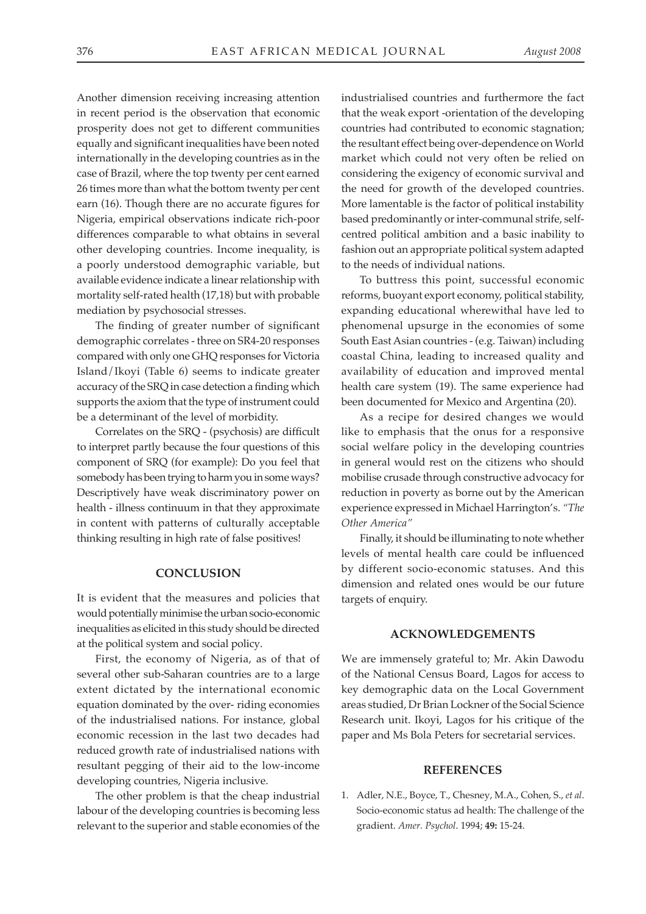Another dimension receiving increasing attention in recent period is the observation that economic prosperity does not get to different communities equally and significant inequalities have been noted internationally in the developing countries as in the case of Brazil, where the top twenty per cent earned 26 times more than what the bottom twenty per cent earn (16). Though there are no accurate figures for Nigeria, empirical observations indicate rich-poor differences comparable to what obtains in several other developing countries. Income inequality, is a poorly understood demographic variable, but available evidence indicate a linear relationship with mortality self-rated health (17,18) but with probable mediation by psychosocial stresses.

The finding of greater number of significant demographic correlates - three on SR4-20 responses compared with only one GHQ responses for Victoria Island/Ikoyi (Table 6) seems to indicate greater accuracy of the SRQ in case detection a finding which supports the axiom that the type of instrument could be a determinant of the level of morbidity.

Correlates on the SRQ - (psychosis) are difficult to interpret partly because the four questions of this component of SRQ (for example): Do you feel that somebody has been trying to harm you in some ways? Descriptively have weak discriminatory power on health - illness continuum in that they approximate in content with patterns of culturally acceptable thinking resulting in high rate of false positives!

## CONCLUSION

It is evident that the measures and policies that would potentially minimise the urban socio-economic inequalities as elicited in this study should be directed at the political system and social policy.

First, the economy of Nigeria, as of that of several other sub-Saharan countries are to a large extent dictated by the international economic equation dominated by the over- riding economies of the industrialised nations. For instance, global economic recession in the last two decades had reduced growth rate of industrialised nations with resultant pegging of their aid to the low-income developing countries, Nigeria inclusive.

The other problem is that the cheap industrial labour of the developing countries is becoming less relevant to the superior and stable economies of the industrialised countries and furthermore the fact that the weak export -orientation of the developing countries had contributed to economic stagnation; the resultant effect being over-dependence on World market which could not very often be relied on considering the exigency of economic survival and the need for growth of the developed countries. More lamentable is the factor of political instability based predominantly or inter-communal strife, self-centred political ambition and a basic inability to fashion out an appropriate political system adapted to the needs of individual nations.

To buttress this point, successful economic reforms, buoyant export economy, political stability, expanding educational wherewithal have led to phenomenal upsurge in the economies of some South East Asian countries - (e.g. Taiwan) including coastal China, leading to increased quality and availability of education and improved mental health care system (19). The same experience had been documented for Mexico and Argentina (20).

As a recipe for desired changes we would like to emphasis that the onus for a responsive social welfare policy in the developing countries in general would rest on the citizens who should mobilise crusade through constructive advocacy for reduction in poverty as borne out by the American experience expressed in Michael Harrington's. *"The Other America"*

Finally, it should be illuminating to note whether levels of mental health care could be influenced by different socio-economic statuses. And this dimension and related ones would be our future targets of enquiry.

## ACKNOWLEDGEMENTS

We are immensely grateful to; Mr. Akin Dawodu of the National Census Board, Lagos for access to key demographic data on the Local Government areas studied, Dr Brian Lockner of the Social Science Research unit. Ikoyi, Lagos for his critique of the paper and Ms Bola Peters for secretarial services.

## REFERENCES

1. Adler, N.E., Boyce, T., Chesney, M.A., Cohen, S., *et al*. Socio-economic status ad health: The challenge of the gradient. *Amer. Psychol*. 1994; **49:** 15-24.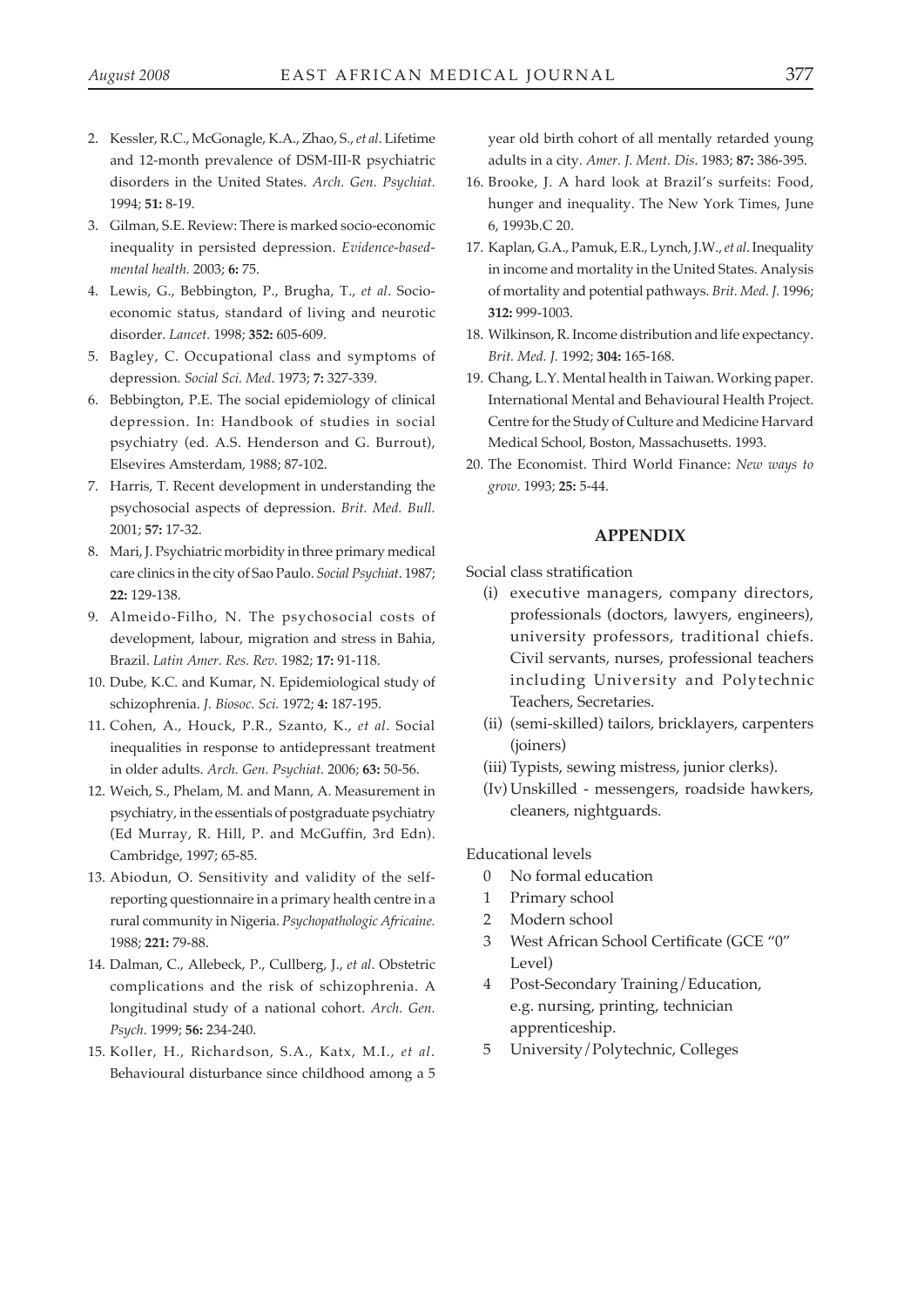2. Kessler, R.C., McGonagle, K.A., Zhao, S., *et al*. Lifetime and 12-month prevalence of DSM-III-R psychiatric disorders in the United States. *Arch. Gen. Psychiat.* 1994; **51:** 8-19.
3. Gilman, S.E. Review: There is marked socio-economic inequality in persisted depression. *Evidence-based-mental health.* 2003; **6:** 75.
4. Lewis, G., Bebbington, P., Brugha, T., *et al*. Socio-economic status, standard of living and neurotic disorder. *Lancet.* 1998; **352:** 605-609.
5. Bagley, C. Occupational class and symptoms of depression. *Social Sci. Med*. 1973; **7:** 327-339.
6. Bebbington, P.E. The social epidemiology of clinical depression. In: Handbook of studies in social psychiatry (ed. A.S. Henderson and G. Burrout), Elsevires Amsterdam, 1988; 87-102.
7. Harris, T. Recent development in understanding the psychosocial aspects of depression. *Brit. Med. Bull.* 2001; **57:** 17-32.
8. Mari, J. Psychiatric morbidity in three primary medical care clinics in the city of Sao Paulo. *Social Psychiat*. 1987; **22:** 129-138.
9. Almeido-Filho, N. The psychosocial costs of development, labour, migration and stress in Bahia, Brazil. *Latin Amer. Res. Rev.* 1982; **17:** 91-118.
10. Dube, K.C. and Kumar, N. Epidemiological study of schizophrenia. *J. Biosoc. Sci.* 1972; **4:** 187-195.
11. Cohen, A., Houck, P.R., Szanto, K., *et al*. Social inequalities in response to antidepressant treatment in older adults. *Arch. Gen. Psychiat.* 2006; **63:** 50-56.
12. Weich, S., Phelam, M. and Mann, A. Measurement in psychiatry, in the essentials of postgraduate psychiatry (Ed Murray, R. Hill, P. and McGuffin, 3rd Edn). Cambridge, 1997; 65-85.
13. Abiodun, O. Sensitivity and validity of the self-reporting questionnaire in a primary health centre in a rural community in Nigeria. *Psychopathologic Africaine.* 1988; **221:** 79-88.
14. Dalman, C., Allebeck, P., Cullberg, J., *et al*. Obstetric complications and the risk of schizophrenia. A longitudinal study of a national cohort. *Arch. Gen. Psych*. 1999; **56:** 234-240.
15. Koller, H., Richardson, S.A., Katx, M.I., *et al*. Behavioural disturbance since childhood among a 5 year old birth cohort of all mentally retarded young adults in a city. *Amer. J. Ment. Dis*. 1983; **87:** 386-395.
16. Brooke, J. A hard look at Brazil's surfeits: Food, hunger and inequality. The New York Times, June 6, 1993b.C 20.
17. Kaplan, G.A., Pamuk, E.R., Lynch, J.W., *et al*. Inequality in income and mortality in the United States. Analysis of mortality and potential pathways. *Brit. Med. J.* 1996; **312:** 999-1003.
18. Wilkinson, R. Income distribution and life expectancy. *Brit. Med. J.* 1992; **304:** 165-168.
19. Chang, L.Y. Mental health in Taiwan. Working paper. International Mental and Behavioural Health Project. Centre for the Study of Culture and Medicine Harvard Medical School, Boston, Massachusetts. 1993.
20. The Economist. Third World Finance: *New ways to grow*. 1993; **25:** 5-44.

## APPENDIX

Social class stratification

(i) executive managers, company directors, professionals (doctors, lawyers, engineers), university professors, traditional chiefs. Civil servants, nurses, professional teachers including University and Polytechnic Teachers, Secretaries.

(ii) (semi-skilled) tailors, bricklayers, carpenters (joiners)

(iii) Typists, sewing mistress, junior clerks).

(Iv) Unskilled - messengers, roadside hawkers, cleaners, nightguards.

Educational levels

0 No formal education

1 Primary school

2 Modern school

3 West African School Certificate (GCE "0" Level)

4 Post-Secondary Training/Education, e.g. nursing, printing, technician apprenticeship.

5 University/Polytechnic, Colleges